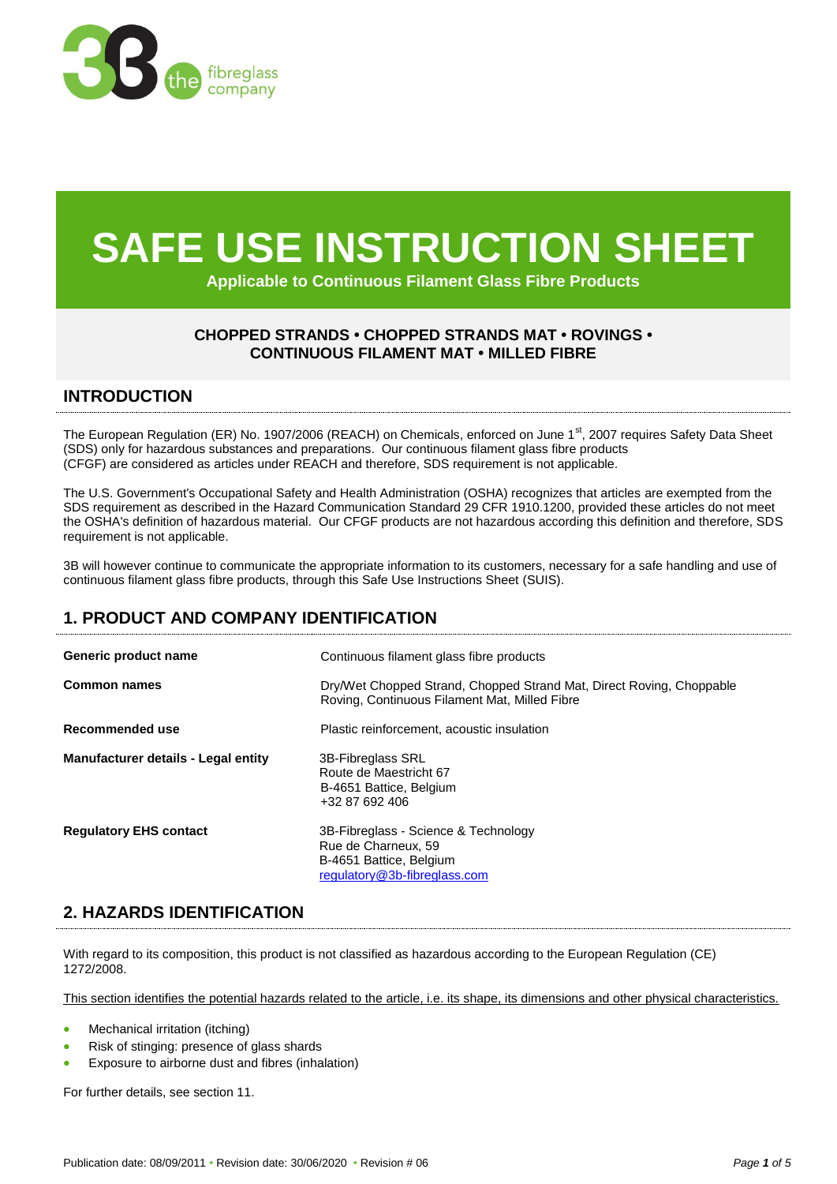# SAFE USE INSTRUCTION SHEET

**Applicable to Continuous Filament Glass Fibre Products**

**CHOPPED STRANDS • CHOPPED STRANDS MAT • ROVINGS • CONTINUOUS FILAMENT MAT • MILLED FIBRE**

## INTRODUCTION

The European Regulation (ER) No. 1907/2006 (REACH) on Chemicals, enforced on June 1st, 2007 requires Safety Data Sheet (SDS) only for hazardous substances and preparations. Our continuous filament glass fibre products (CFGF) are considered as articles under REACH and therefore, SDS requirement is not applicable.

The U.S. Government's Occupational Safety and Health Administration (OSHA) recognizes that articles are exempted from the SDS requirement as described in the Hazard Communication Standard 29 CFR 1910.1200, provided these articles do not meet the OSHA's definition of hazardous material. Our CFGF products are not hazardous according this definition and therefore, SDS requirement is not applicable.

3B will however continue to communicate the appropriate information to its customers, necessary for a safe handling and use of continuous filament glass fibre products, through this Safe Use Instructions Sheet (SUIS).

## 1. PRODUCT AND COMPANY IDENTIFICATION

| | |
|---|---|
| **Generic product name** | Continuous filament glass fibre products |
| **Common names** | Dry/Wet Chopped Strand, Chopped Strand Mat, Direct Roving, Choppable Roving, Continuous Filament Mat, Milled Fibre |
| **Recommended use** | Plastic reinforcement, acoustic insulation |
| **Manufacturer details - Legal entity** | 3B-Fibreglass SRL<br>Route de Maestricht 67<br>B-4651 Battice, Belgium<br>+32 87 692 406 |
| **Regulatory EHS contact** | 3B-Fibreglass - Science & Technology<br>Rue de Charneux, 59<br>B-4651 Battice, Belgium<br>regulatory@3b-fibreglass.com |

## 2. HAZARDS IDENTIFICATION

With regard to its composition, this product is not classified as hazardous according to the European Regulation (CE) 1272/2008.

This section identifies the potential hazards related to the article, i.e. its shape, its dimensions and other physical characteristics.

- Mechanical irritation (itching)
- Risk of stinging: presence of glass shards
- Exposure to airborne dust and fibres (inhalation)

For further details, see section 11.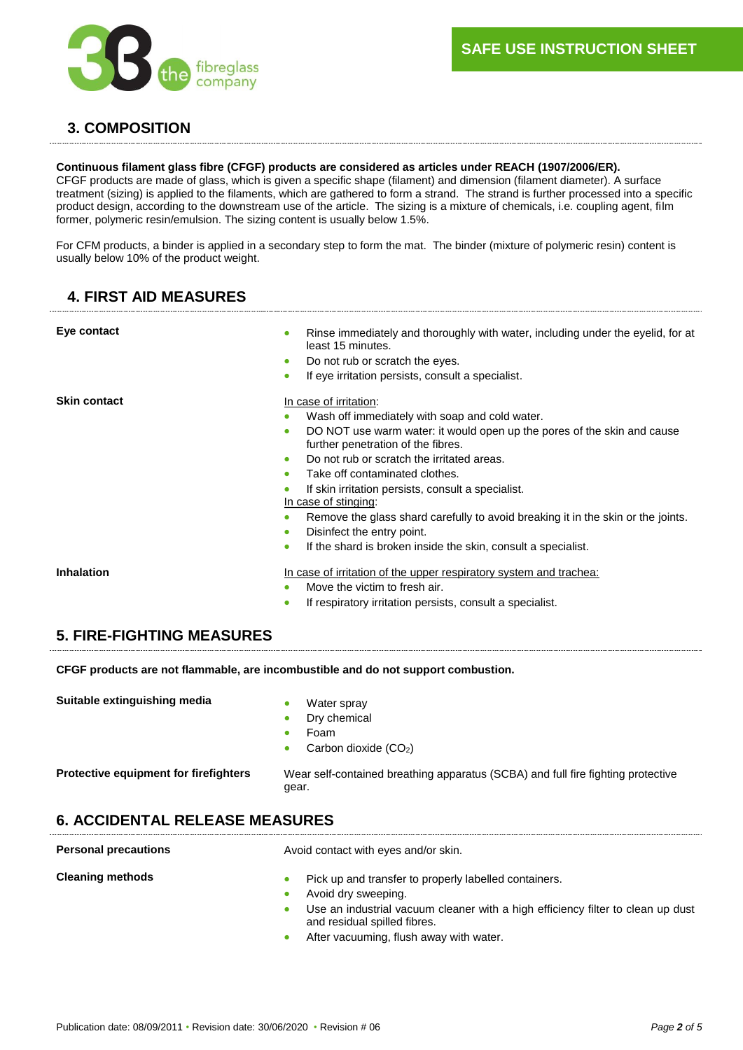## 3. COMPOSITION

**Continuous filament glass fibre (CFGF) products are considered as articles under REACH (1907/2006/ER).**
CFGF products are made of glass, which is given a specific shape (filament) and dimension (filament diameter). A surface treatment (sizing) is applied to the filaments, which are gathered to form a strand. The strand is further processed into a specific product design, according to the downstream use of the article. The sizing is a mixture of chemicals, i.e. coupling agent, film former, polymeric resin/emulsion. The sizing content is usually below 1.5%.

For CFM products, a binder is applied in a secondary step to form the mat. The binder (mixture of polymeric resin) content is usually below 10% of the product weight.

## 4. FIRST AID MEASURES

**Eye contact**

- Rinse immediately and thoroughly with water, including under the eyelid, for at least 15 minutes.
- Do not rub or scratch the eyes.
- If eye irritation persists, consult a specialist.

**Skin contact**

In case of irritation:

- Wash off immediately with soap and cold water.
- DO NOT use warm water: it would open up the pores of the skin and cause further penetration of the fibres.
- Do not rub or scratch the irritated areas.
- Take off contaminated clothes.
- If skin irritation persists, consult a specialist.

In case of stinging:

- Remove the glass shard carefully to avoid breaking it in the skin or the joints.
- Disinfect the entry point.
- If the shard is broken inside the skin, consult a specialist.

**Inhalation**

In case of irritation of the upper respiratory system and trachea:

- Move the victim to fresh air.
- If respiratory irritation persists, consult a specialist.

## 5. FIRE-FIGHTING MEASURES

**CFGF products are not flammable, are incombustible and do not support combustion.**

**Suitable extinguishing media**

- Water spray
- Dry chemical
- Foam
- Carbon dioxide ($CO_2$)

**Protective equipment for firefighters**

Wear self-contained breathing apparatus (SCBA) and full fire fighting protective gear.

## 6. ACCIDENTAL RELEASE MEASURES

**Personal precautions**

Avoid contact with eyes and/or skin.

**Cleaning methods**

- Pick up and transfer to properly labelled containers.
- Avoid dry sweeping.
- Use an industrial vacuum cleaner with a high efficiency filter to clean up dust and residual spilled fibres.
- After vacuuming, flush away with water.

Publication date: 08/09/2011 • Revision date: 30/06/2020 • Revision # 06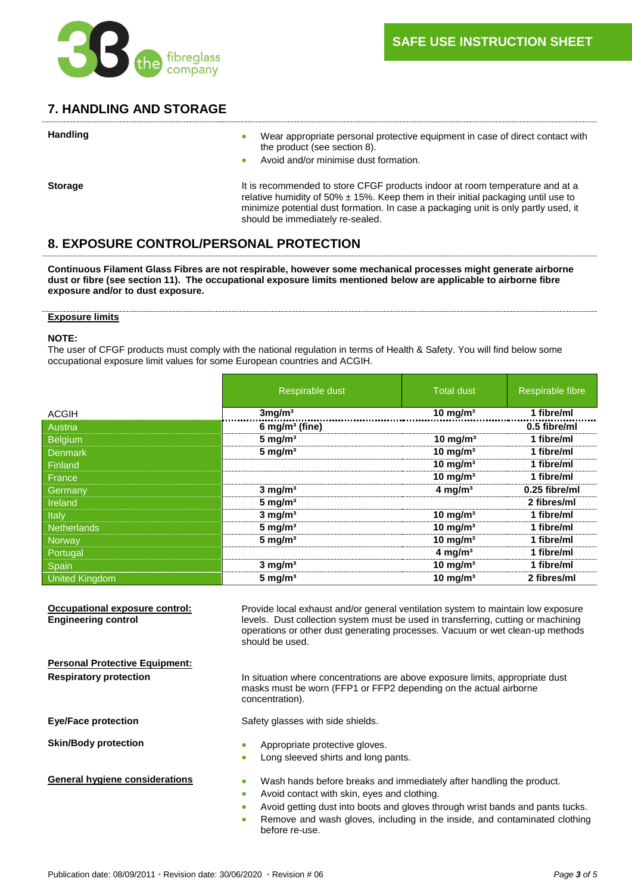SAFE USE INSTRUCTION SHEET

## 7. HANDLING AND STORAGE

**Handling**

- Wear appropriate personal protective equipment in case of direct contact with the product (see section 8).
- Avoid and/or minimise dust formation.

**Storage**

It is recommended to store CFGF products indoor at room temperature and at a relative humidity of 50% ± 15%. Keep them in their initial packaging until use to minimize potential dust formation. In case a packaging unit is only partly used, it should be immediately re-sealed.

## 8. EXPOSURE CONTROL/PERSONAL PROTECTION

**Continuous Filament Glass Fibres are not respirable, however some mechanical processes might generate airborne dust or fibre (see section 11). The occupational exposure limits mentioned below are applicable to airborne fibre exposure and/or to dust exposure.**

**Exposure limits**

**NOTE:**
The user of CFGF products must comply with the national regulation in terms of Health & Safety. You will find below some occupational exposure limit values for some European countries and ACGIH.

| | Respirable dust | Total dust | Respirable fibre |
|---|---|---|---|
| ACGIH | 3mg/m³ | 10 mg/m³ | 1 fibre/ml |
| Austria | 6 mg/m³ (fine) | | 0.5 fibre/ml |
| Belgium | 5 mg/m³ | 10 mg/m³ | 1 fibre/ml |
| Denmark | 5 mg/m³ | 10 mg/m³ | 1 fibre/ml |
| Finland | | 10 mg/m³ | 1 fibre/ml |
| France | | 10 mg/m³ | 1 fibre/ml |
| Germany | 3 mg/m³ | 4 mg/m³ | 0.25 fibre/ml |
| Ireland | 5 mg/m³ | | 2 fibres/ml |
| Italy | 3 mg/m³ | 10 mg/m³ | 1 fibre/ml |
| Netherlands | 5 mg/m³ | 10 mg/m³ | 1 fibre/ml |
| Norway | 5 mg/m³ | 10 mg/m³ | 1 fibre/ml |
| Portugal | | 4 mg/m³ | 1 fibre/ml |
| Spain | 3 mg/m³ | 10 mg/m³ | 1 fibre/ml |
| United Kingdom | 5 mg/m³ | 10 mg/m³ | 2 fibres/ml |

**Occupational exposure control:**
**Engineering control**

Provide local exhaust and/or general ventilation system to maintain low exposure levels. Dust collection system must be used in transferring, cutting or machining operations or other dust generating processes. Vacuum or wet clean-up methods should be used.

**Personal Protective Equipment:**

**Respiratory protection**

In situation where concentrations are above exposure limits, appropriate dust masks must be worn (FFP1 or FFP2 depending on the actual airborne concentration).

**Eye/Face protection**

Safety glasses with side shields.

**Skin/Body protection**

- Appropriate protective gloves.
- Long sleeved shirts and long pants.

**General hygiene considerations**

- Wash hands before breaks and immediately after handling the product.
- Avoid contact with skin, eyes and clothing.
- Avoid getting dust into boots and gloves through wrist bands and pants tucks.
- Remove and wash gloves, including in the inside, and contaminated clothing before re-use.

Publication date: 08/09/2011 • Revision date: 30/06/2020 • Revision # 06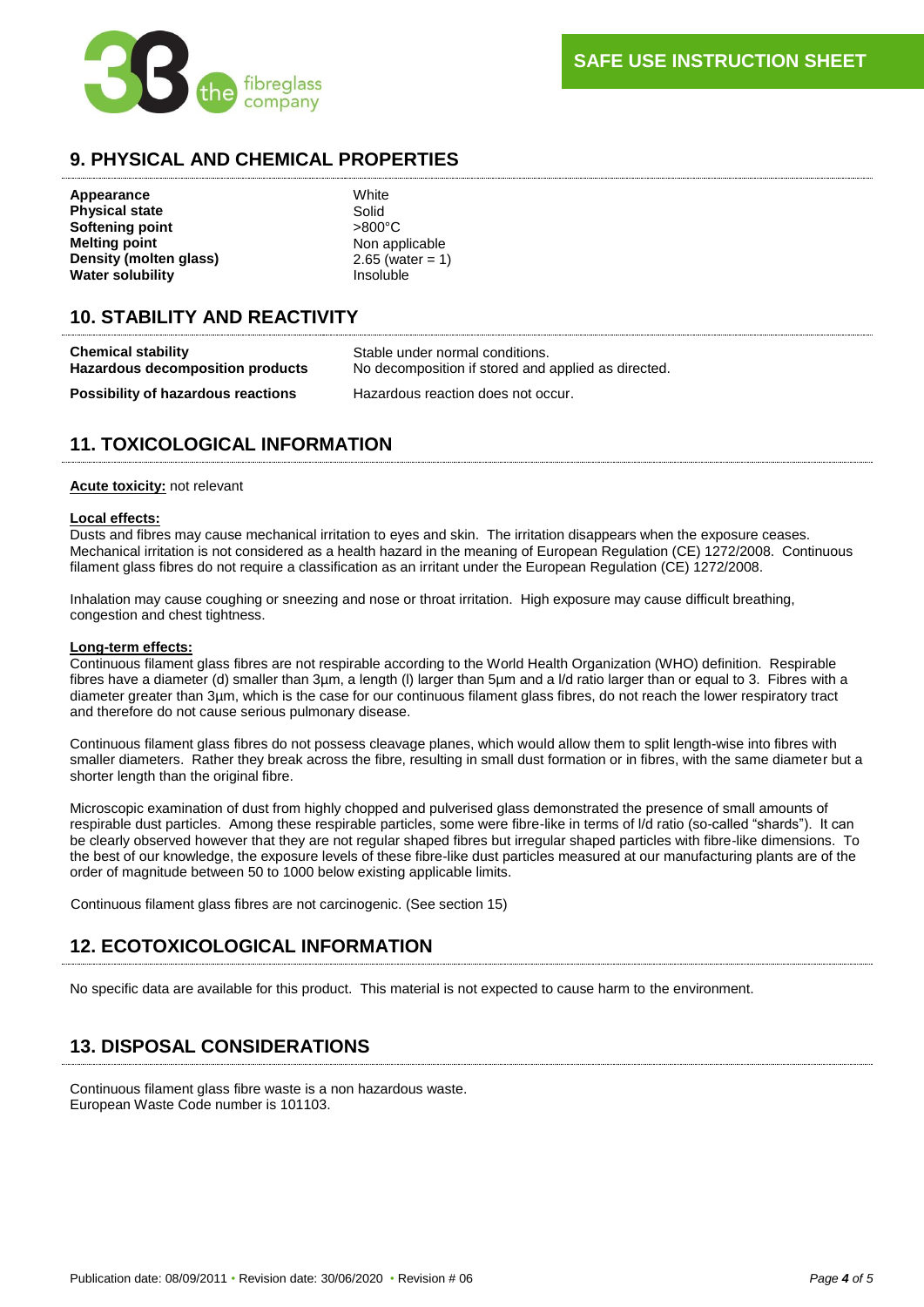## 9. PHYSICAL AND CHEMICAL PROPERTIES

| | |
|---|---|
| **Appearance** | White |
| **Physical state** | Solid |
| **Softening point** | >800°C |
| **Melting point** | Non applicable |
| **Density (molten glass)** | 2.65 (water = 1) |
| **Water solubility** | Insoluble |

## 10. STABILITY AND REACTIVITY

| | |
|---|---|
| **Chemical stability** | Stable under normal conditions. |
| **Hazardous decomposition products** | No decomposition if stored and applied as directed. |
| **Possibility of hazardous reactions** | Hazardous reaction does not occur. |

## 11. TOXICOLOGICAL INFORMATION

**Acute toxicity:** not relevant

**Local effects:**

Dusts and fibres may cause mechanical irritation to eyes and skin. The irritation disappears when the exposure ceases. Mechanical irritation is not considered as a health hazard in the meaning of European Regulation (CE) 1272/2008. Continuous filament glass fibres do not require a classification as an irritant under the European Regulation (CE) 1272/2008.

Inhalation may cause coughing or sneezing and nose or throat irritation. High exposure may cause difficult breathing, congestion and chest tightness.

**Long-term effects:**

Continuous filament glass fibres are not respirable according to the World Health Organization (WHO) definition. Respirable fibres have a diameter (d) smaller than 3µm, a length (l) larger than 5µm and a l/d ratio larger than or equal to 3. Fibres with a diameter greater than 3µm, which is the case for our continuous filament glass fibres, do not reach the lower respiratory tract and therefore do not cause serious pulmonary disease.

Continuous filament glass fibres do not possess cleavage planes, which would allow them to split length-wise into fibres with smaller diameters. Rather they break across the fibre, resulting in small dust formation or in fibres, with the same diameter but a shorter length than the original fibre.

Microscopic examination of dust from highly chopped and pulverised glass demonstrated the presence of small amounts of respirable dust particles. Among these respirable particles, some were fibre-like in terms of l/d ratio (so-called "shards"). It can be clearly observed however that they are not regular shaped fibres but irregular shaped particles with fibre-like dimensions. To the best of our knowledge, the exposure levels of these fibre-like dust particles measured at our manufacturing plants are of the order of magnitude between 50 to 1000 below existing applicable limits.

Continuous filament glass fibres are not carcinogenic. (See section 15)

## 12. ECOTOXICOLOGICAL INFORMATION

No specific data are available for this product. This material is not expected to cause harm to the environment.

## 13. DISPOSAL CONSIDERATIONS

Continuous filament glass fibre waste is a non hazardous waste.
European Waste Code number is 101103.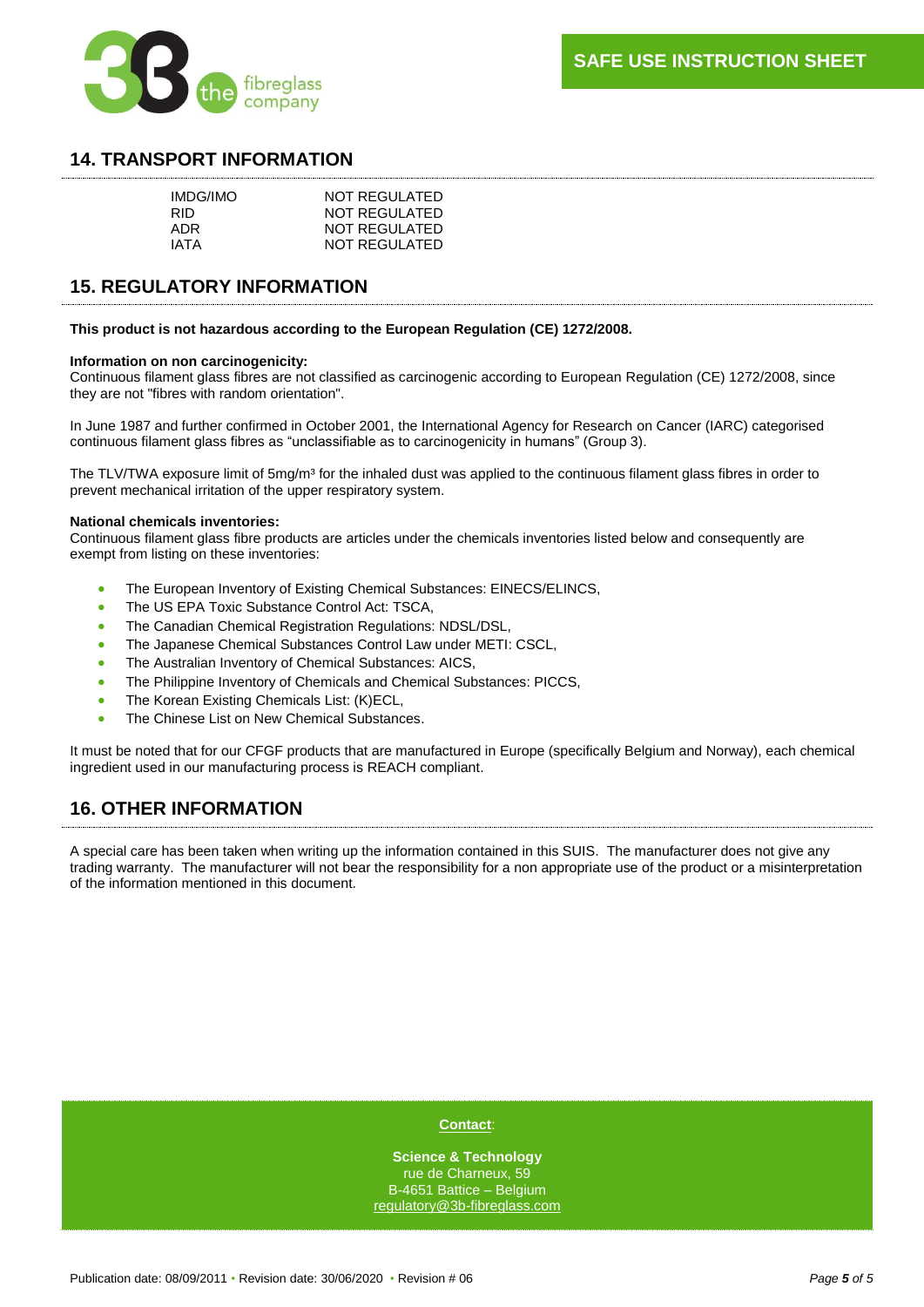## 14. TRANSPORT INFORMATION

| | |
|---|---|
| IMDG/IMO | NOT REGULATED |
| RID | NOT REGULATED |
| ADR | NOT REGULATED |
| IATA | NOT REGULATED |

## 15. REGULATORY INFORMATION

**This product is not hazardous according to the European Regulation (CE) 1272/2008.**

**Information on non carcinogenicity:**
Continuous filament glass fibres are not classified as carcinogenic according to European Regulation (CE) 1272/2008, since they are not "fibres with random orientation".

In June 1987 and further confirmed in October 2001, the International Agency for Research on Cancer (IARC) categorised continuous filament glass fibres as "unclassifiable as to carcinogenicity in humans" (Group 3).

The TLV/TWA exposure limit of 5mg/m³ for the inhaled dust was applied to the continuous filament glass fibres in order to prevent mechanical irritation of the upper respiratory system.

**National chemicals inventories:**
Continuous filament glass fibre products are articles under the chemicals inventories listed below and consequently are exempt from listing on these inventories:

- The European Inventory of Existing Chemical Substances: EINECS/ELINCS,
- The US EPA Toxic Substance Control Act: TSCA,
- The Canadian Chemical Registration Regulations: NDSL/DSL,
- The Japanese Chemical Substances Control Law under METI: CSCL,
- The Australian Inventory of Chemical Substances: AICS,
- The Philippine Inventory of Chemicals and Chemical Substances: PICCS,
- The Korean Existing Chemicals List: (K)ECL,
- The Chinese List on New Chemical Substances.

It must be noted that for our CFGF products that are manufactured in Europe (specifically Belgium and Norway), each chemical ingredient used in our manufacturing process is REACH compliant.

## 16. OTHER INFORMATION

A special care has been taken when writing up the information contained in this SUIS. The manufacturer does not give any trading warranty. The manufacturer will not bear the responsibility for a non appropriate use of the product or a misinterpretation of the information mentioned in this document.

**Contact**:

**Science & Technology**
rue de Charneux, 59
B-4651 Battice – Belgium
regulatory@3b-fibreglass.com

Publication date: 08/09/2011 • Revision date: 30/06/2020 • Revision # 06